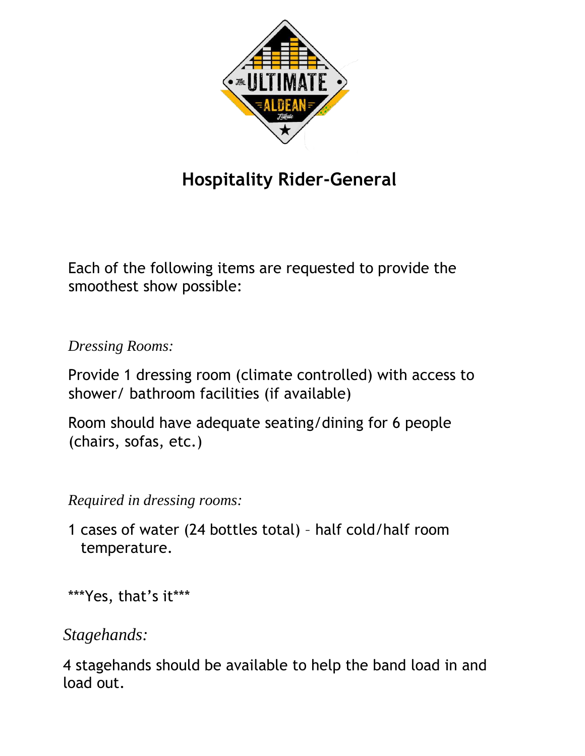# Hospitality Rider-General

Each of the following items are requested to provide the smoothest show possible:

*Dressing Rooms:*

Provide 1 dressing room (climate controlled) with access to shower/ bathroom facilities (if available)

Room should have adequate seating/dining for 6 people (chairs, sofas, etc.)

*Required in dressing rooms:*

1 cases of water (24 bottles total) – half cold/half room temperature.

***Yes, that's it***

*Stagehands:*

4 stagehands should be available to help the band load in and load out.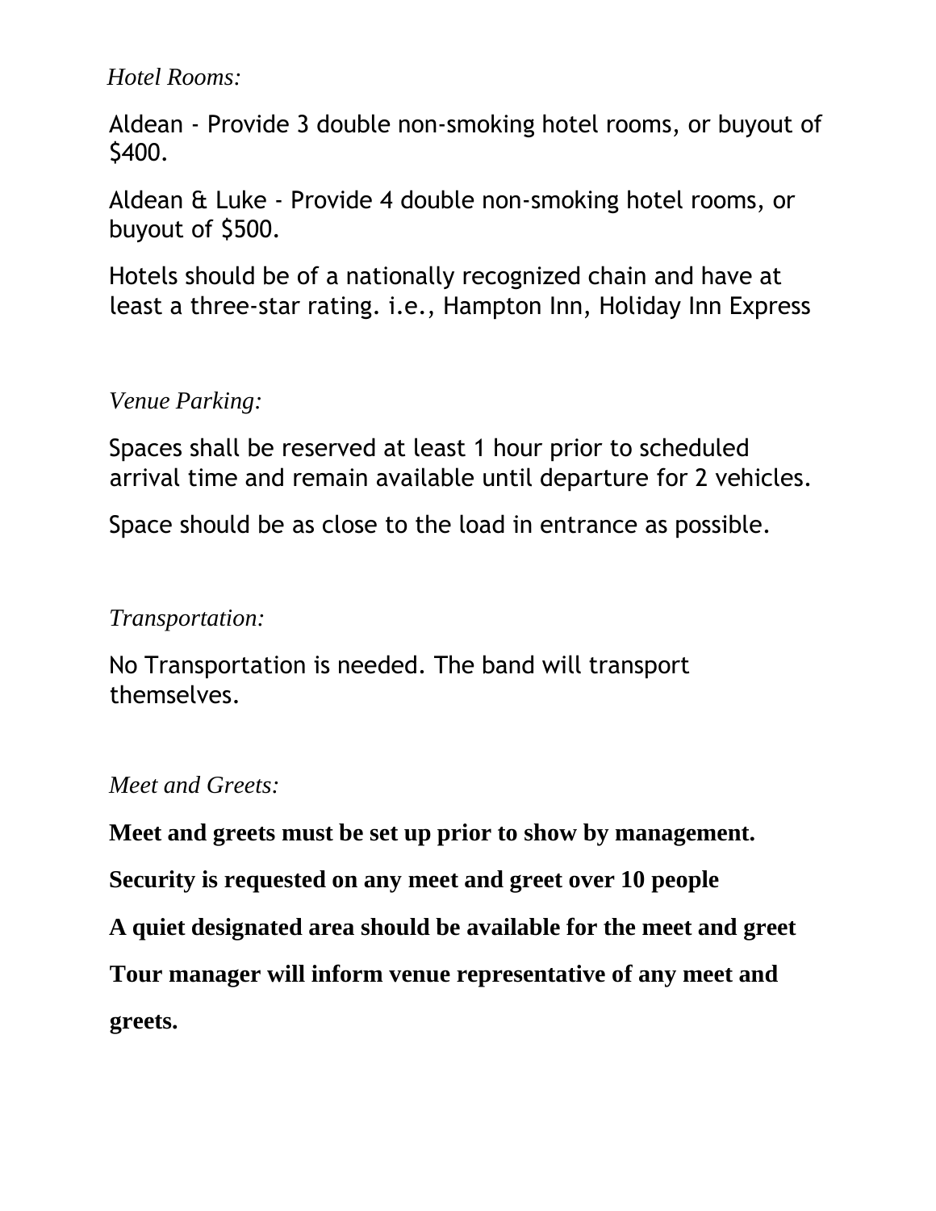*Hotel Rooms:*

Aldean - Provide 3 double non-smoking hotel rooms, or buyout of $400.

Aldean & Luke - Provide 4 double non-smoking hotel rooms, or buyout of $500.

Hotels should be of a nationally recognized chain and have at least a three-star rating. i.e., Hampton Inn, Holiday Inn Express

*Venue Parking:*

Spaces shall be reserved at least 1 hour prior to scheduled arrival time and remain available until departure for 2 vehicles.

Space should be as close to the load in entrance as possible.

*Transportation:*

No Transportation is needed. The band will transport themselves.

*Meet and Greets:*

**Meet and greets must be set up prior to show by management.**

**Security is requested on any meet and greet over 10 people**

**A quiet designated area should be available for the meet and greet**

**Tour manager will inform venue representative of any meet and greets.**